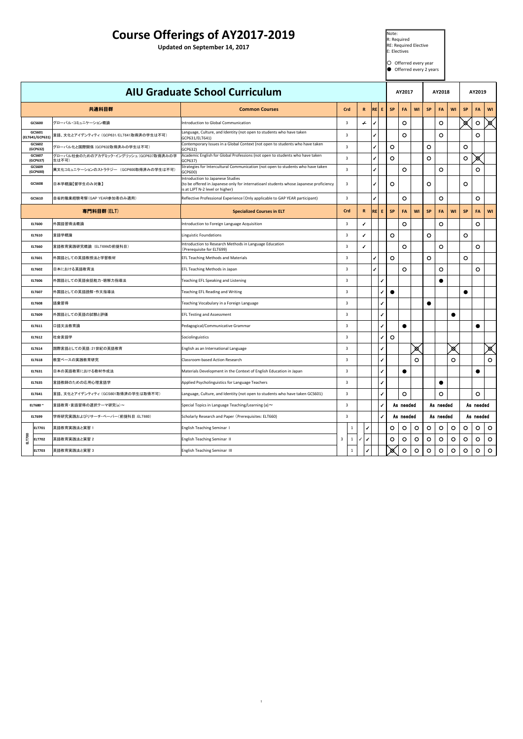# Course Offerings of AY2017-2019

**Updated on September 14, 2017**

Note:
R: Required
RE: Required Elective
E: Electives

○ Offerred every year
● Offerred every 2 years

## AIU Graduate School Curriculum

| | 共通科目群 | Common Courses | Crd | R | RE | E | AY2017 SP | AY2017 FA | AY2017 WI | AY2018 SP | AY2018 FA | AY2018 WI | AY2019 SP | AY2019 FA | AY2019 WI |
|---|---|---|---|---|---|---|---|---|---|---|---|---|---|---|---|
| GCS600 | グローバル・コミュニケーション概論 | Introduction to Global Communication | 3 | ✓ | ✓ | | | ○ | | | ○ | | ⊗ | ○ | ⊗ |
| GCS601 (ELT641/GCP631) | 言語、文化とアイデンティティ（GCP631/ELT641取得済の学生は不可） | Language, Culture, and Identity (not open to students who have taken GCP631/ELT641) | 3 | | ✓ | | | ○ | | | ○ | | | ○ | |
| GCS602 (GCP632) | グローバル化と国際関係（GCP632取得済みの学生は不可） | Contemporary Issues in a Global Context (not open to students who have taken GCP632) | 3 | | ✓ | | ○ | | | ○ | | | ○ | | |
| GCS607 (GCP637) | グローバル社会のためのアカデミック・イングリッシュ（GCP637取得済みの学生は不可） | Academic English for Global Professions (not open to students who have taken GCP637) | 3 | | ✓ | | ○ | | | ○ | | | ○ | ⊗ | |
| GCS609 (GCP600) | 異文化コミュニケーションのストラテジー （GCP600取得済みの学生は不可） | Strategies for Intercultural Communication (not open to students who have taken GCP600) | 3 | | ✓ | | | ○ | | | ○ | | | ○ | |
| GCS608 | 日本学概論【留学生のみ対象】 | Introduction to Japanese Studies (to be offered in Japanese only for internatioanl students whose Japanese proficiency is at LJPT N-2 level or higher) | 3 | | ✓ | | ○ | | | ○ | | | ○ | | |
| GCS610 | 自省的職業経験考察（GAP YEAR参加者のみ適用） | Reflective Professional Experience（Only applicable to GAP YEAR participant) | 3 | | ✓ | | | ○ | | | ○ | | | ○ | |
| | **専門科目群 (ELT)** | **Specialized Courses in ELT** | **Crd** | **R** | **RE** | **E** | **SP** | **FA** | **WI** | **SP** | **FA** | **WI** | **SP** | **FA** | **WI** |
| ELT600 | 外国語習得法概論 | Introduction to Foreign Language Acquisition | 3 | ✓ | | | | ○ | | | ○ | | | ○ | |
| ELT610 | 言語学概論 | Linguistic Foundations | 3 | ✓ | | | ○ | | | ○ | | | ○ | | |
| ELT660 | 言語教育実践研究概論 （ELT699の前提科目） | Introduction to Research Methods in Language Education（Prerequisite for ELT699) | 3 | ✓ | | | | ○ | | | ○ | | | ○ | |
| ELT601 | 外国語としての英語教授法と学習教材 | EFL Teaching Methods and Materials | 3 | | ✓ | | ○ | | | ○ | | | ○ | | |
| ELT602 | 日本における英語教育法 | EFL Teaching Methods in Japan | 3 | | ✓ | | | ○ | | | ○ | | | ○ | |
| ELT606 | 外国語としての英語会話能力・聴解力指導法 | Teaching EFL Speaking and Listening | 3 | | | ✓ | | | | | ● | | | | |
| ELT607 | 外国語としての英語読解・作文指導法 | Teaching EFL Reading and Writing | 3 | | | ✓ | ● | | | | | | ● | | |
| ELT608 | 語彙習得 | Teaching Vocabulary in a Foreign Language | 3 | | | ✓ | | | | ● | | | | | |
| ELT609 | 外国語としての英語の試験と評価 | EFL Testing and Assessment | 3 | | | ✓ | | | | | | ● | | | |
| ELT611 | 口語文法教育論 | Pedagogical/Communicative Grammar | 3 | | | ✓ | | ● | | | | | | ● | |
| ELT612 | 社会言語学 | Sociolinguistics | 3 | | | ✓ | ○ | | | | | | | | |
| ELT614 | 国際言語としての英語：21世紀の英語教育 | English as an International Language | 3 | | | ✓ | | | ⊗ | | | ⊗ | | | ⊗ |
| ELT618 | 教室ベースの実践教育研究 | Classroom-based Action Research | 3 | | | ✓ | | | ○ | | | ○ | | | ○ |
| ELT631 | 日本の英語教育における教材作成法 | Materials Development in the Context of English Education in Japan | 3 | | | ✓ | | ● | | | | | | ● | |
| ELT635 | 言語教師のための応用心理言語学 | Applied Psycholinguistics for Language Teachers | 3 | | | ✓ | | | | | ● | | | | |
| ELT641 | 言語、文化とアイデンティティ（GCS601取得済の学生は取得不可） | Language, Culture, and Identity (not open to students who have taken GCS601) | 3 | | | ✓ | | ○ | | | ○ | | | ○ | |
| ELT680～ | 言語教育・言語習得の選択テーマ研究(a)～ | Special Topics in Language Teaching/Learning (a)～ | 3 | | | ✓ | As needed | | | As needed | | | As needed | | |
| ELT699 | 学術研究実践およびリサーチ・ペーパー（前提科目：ELT660） | Scholarly Research and Paper（Prerequisites: ELT660) | 3 | | | ✓ | As needed | | | As needed | | | As needed | | |
| ELT700 ELT701 | 英語教育実践法と実習 I | English Teaching Seminar I | 3 (1) | ✓ | | | ○ | ○ | ○ | ○ | ○ | ○ | ○ | ○ | ○ |
| ELT700 ELT702 | 英語教育実践法と実習 2 | English Teaching Seminar II | 3 (1) | ✓ | ✓ | | ○ | ○ | ○ | ○ | ○ | ○ | ○ | ○ | ○ |
| ELT700 ELT703 | 英語教育実践法と実習 3 | English Teaching Seminar III | 3 (1) | | ✓ | | ⊗ | ○ | ○ | ○ | ○ | ○ | ○ | ○ | ○ |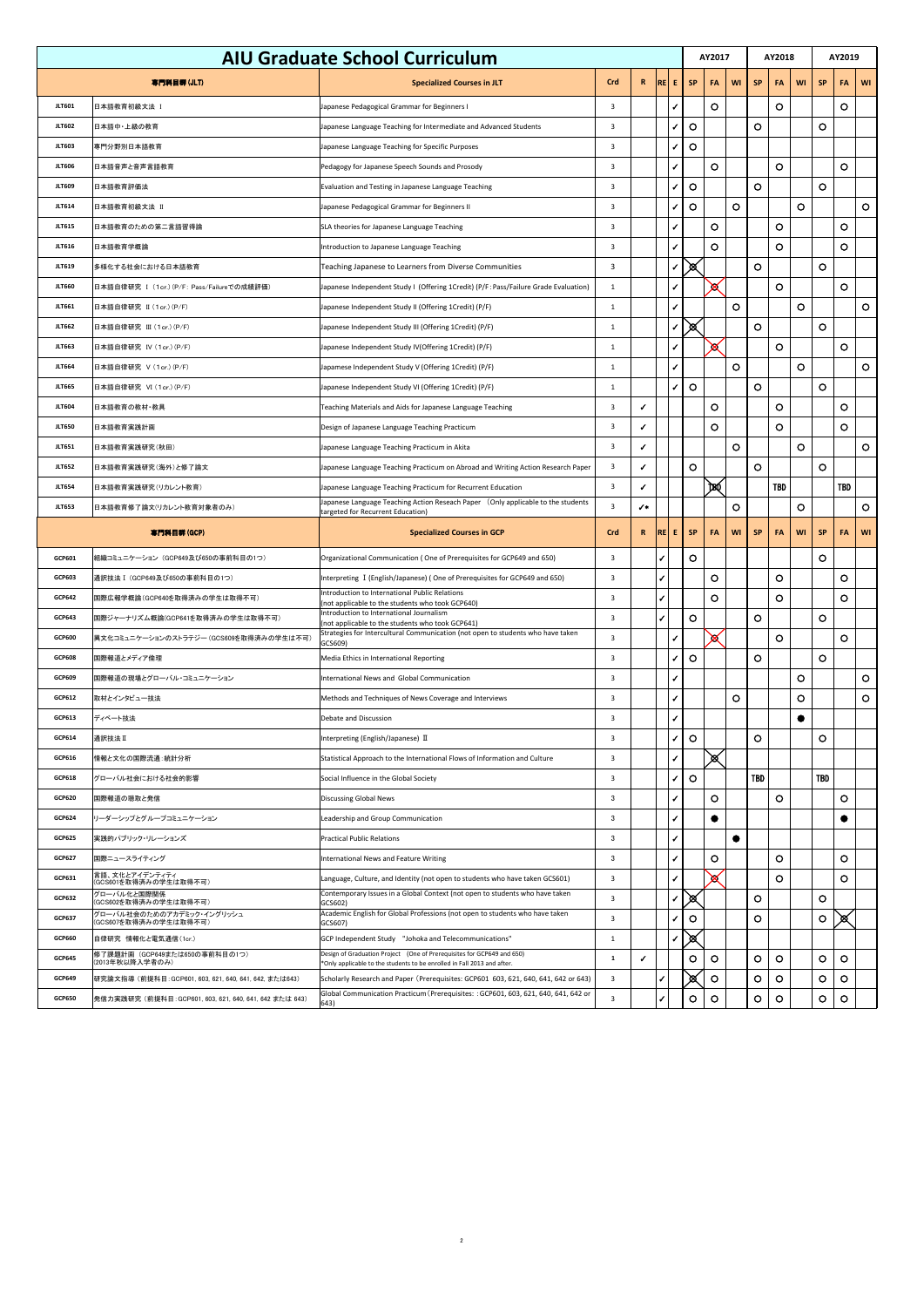# AIU Graduate School Curriculum

| | | | | | | | AY2017 | | | AY2018 | | | AY2019 | | |
|---|---|---|---|---|---|---|---|---|---|---|---|---|---|---|---|
| **専門科目群(JLT)** | | **Specialized Courses in JLT** | **Crd** | **R** | **RE** | **E** | **SP** | **FA** | **WI** | **SP** | **FA** | **WI** | **SP** | **FA** | **WI** |
| JLT601 | 日本語教育初級文法 Ⅰ | Japanese Pedagogical Grammar for Beginners I | 3 | | | ✓ | | ○ | | | ○ | | | ○ | |
| JLT602 | 日本語中・上級の教育 | Japanese Language Teaching for Intermediate and Advanced Students | 3 | | | ✓ | ○ | | | ○ | | | ○ | | |
| JLT603 | 専門分野別日本語教育 | Japanese Language Teaching for Specific Purposes | 3 | | | ✓ | ○ | | | | | | | | |
| JLT606 | 日本語音声と音声言語教育 | Pedagogy for Japanese Speech Sounds and Prosody | 3 | | | ✓ | | ○ | | | ○ | | | ○ | |
| JLT609 | 日本語教育評価法 | Evaluation and Testing in Japanese Language Teaching | 3 | | | ✓ | ○ | | | ○ | | | ○ | | |
| JLT614 | 日本語教育初級文法 Ⅱ | Japanese Pedagogical Grammar for Beginners II | 3 | | | ✓ | ○ | | ○ | | | ○ | | | ○ |
| JLT615 | 日本語教育のための第二言語習得論 | SLA theories for Japanese Language Teaching | 3 | | | ✓ | | ○ | | | ○ | | | ○ | |
| JLT616 | 日本語教育学概論 | Introduction to Japanese Language Teaching | 3 | | | ✓ | | ○ | | | ○ | | | ○ | |
| JLT619 | 多様化する社会における日本語教育 | Teaching Japanese to Learners from Diverse Communities | 3 | | | ✓ | ⊗ | | | ○ | | | ○ | | |
| JLT660 | 日本語自律研究 Ⅰ（1cr.）(P/F：Pass/Failureでの成績評価) | Japanese Independent Study I (Offering 1Credit) (P/F : Pass/Failure Grade Evaluation) | 1 | | | ✓ | | ⊗ | | | ○ | | | ○ | |
| JLT661 | 日本語自律研究 Ⅱ（1cr.）(P/F) | Japanese Independent Study II (Offering 1Credit) (P/F) | 1 | | | ✓ | | | ○ | | | ○ | | | ○ |
| JLT662 | 日本語自律研究 Ⅲ（1cr.）(P/F) | Japanese Independent Study III (Offering 1Credit) (P/F) | 1 | | | ✓ | ⊗ | | | ○ | | | ○ | | |
| JLT663 | 日本語自律研究 Ⅳ（1cr.）(P/F) | Japanese Independent Study IV(Offering 1Credit) (P/F) | 1 | | | ✓ | | ⊗ | | | ○ | | | ○ | |
| JLT664 | 日本語自律研究 Ⅴ（1cr.）(P/F) | Japamese Independent Study V (Offering 1Credit) (P/F) | 1 | | | ✓ | | | ○ | | | ○ | | | ○ |
| JLT665 | 日本語自律研究 Ⅵ（1cr.）(P/F) | Japanese Independent Study VI (Offering 1Credit) (P/F) | 1 | | | ✓ | ○ | | | ○ | | | ○ | | |
| JLT604 | 日本語教育の教材・教具 | Teaching Materials and Aids for Japanese Language Teaching | 3 | ✓ | | | | ○ | | | ○ | | | ○ | |
| JLT650 | 日本語教育実践計画 | Design of Japanese Language Teaching Practicum | 3 | ✓ | | | | ○ | | | ○ | | | ○ | |
| JLT651 | 日本語教育実践研究（秋田） | Japanese Language Teaching Practicum in Akita | 3 | ✓ | | | | | ○ | | | ○ | | | ○ |
| JLT652 | 日本語教育実践研究(海外)と修了論文 | Japanese Language Teaching Practicum on Abroad and Writing Action Research Paper | 3 | ✓ | | | ○ | | | ○ | | | ○ | | |
| JLT654 | 日本語教育実践研究(リカレント教育) | Japanese Language Teaching Practicum for Recurrent Education | 3 | ✓ | | | | TBD (crossed out) | | | TBD | | | TBD | |
| JLT653 | 日本語教育修了論文(リカレント教育対象者のみ) | Japanese Language Teaching Action Reseach Paper (Only applicable to the students targeted for Recurrent Education) | 3 | ✓* | | | | | ○ | | | ○ | | | ○ |
| **専門科目群(GCP)** | | **Specialized Courses in GCP** | **Crd** | **R** | **RE** | **E** | **SP** | **FA** | **WI** | **SP** | **FA** | **WI** | **SP** | **FA** | **WI** |
| GCP601 | 組織コミュニケーション（GCP649及び650の事前科目の1つ） | Organizational Communication ( One of Prerequisites for GCP649 and 650) | 3 | | ✓ | | ○ | | | | | | ○ | | |
| GCP603 | 通訳技法Ⅰ（GCP649及び650の事前科目の1つ） | Interpreting Ⅰ(English/Japanese) ( One of Prerequisites for GCP649 and 650) | 3 | | ✓ | | | ○ | | | ○ | | | ○ | |
| GCP642 | 国際広報学概論(GCP640を取得済みの学生は取得不可) | Introduction to International Public Relations (not applicable to the students who took GCP640) | 3 | | ✓ | | | ○ | | | ○ | | | ○ | |
| GCP643 | 国際ジャーナリズム概論(GCP641を取得済みの学生は取得不可) | Introduction to International Journalism (not applicable to the students who took GCP641) | 3 | | ✓ | | ○ | | | ○ | | | ○ | | |
| GCP600 | 異文化コミュニケーションのストラテジー（GCS609を取得済みの学生は不可） | Strategies for Intercultural Communication (not open to students who have taken GCS609) | 3 | | | ✓ | | ⊗ | | | ○ | | | ○ | |
| GCP608 | 国際報道とメディア倫理 | Media Ethics in International Reporting | 3 | | | ✓ | ○ | | | ○ | | | ○ | | |
| GCP609 | 国際報道の現場とグローバル・コミュニケーション | International News and Global Communication | 3 | | | ✓ | | | | | | ○ | | | ○ |
| GCP612 | 取材とインタビュー技法 | Methods and Techniques of News Coverage and Interviews | 3 | | | ✓ | | | ○ | | | ○ | | | ○ |
| GCP613 | ディベート技法 | Debate and Discussion | 3 | | | ✓ | | | | | | ● | | | |
| GCP614 | 通訳技法Ⅱ | Interpreting (English/Japanese) Ⅱ | 3 | | | ✓ | ○ | | | ○ | | | ○ | | |
| GCP616 | 情報と文化の国際流通：統計分析 | Statistical Approach to the International Flows of Information and Culture | 3 | | | ✓ | | ⊗ | | | | | | | |
| GCP618 | グローバル社会における社会的影響 | Social Influence in the Global Society | 3 | | | ✓ | ○ | | | TBD | | | TBD | | |
| GCP620 | 国際報道の聴取と発信 | Discussing Global News | 3 | | | ✓ | | ○ | | | ○ | | | ○ | |
| GCP624 | リーダーシップとグループコミュニケーション | Leadership and Group Communication | 3 | | | ✓ | | ● | | | | | | ● | |
| GCP625 | 実践的パブリック・リレーションズ | Practical Public Relations | 3 | | | ✓ | | | ● | | | | | | |
| GCP627 | 国際ニュースライティング | International News and Feature Writing | 3 | | | ✓ | | ○ | | | ○ | | | ○ | |
| GCP631 | 言語、文化とアイデンティティ (GCS601を取得済みの学生は取得不可) | Language, Culture, and Identity (not open to students who have taken GCS601) | 3 | | | ✓ | | ⊗ | | | ○ | | | ○ | |
| GCP632 | グローバル化と国際関係 (GCS602を取得済みの学生は取得不可) | Contemporary Issues in a Global Context (not open to students who have taken GCS602) | 3 | | | ✓ | ⊗ | | | ○ | | | ○ | | |
| GCP637 | グローバル社会のためのアカデミック・イングリッシュ (GCS607を取得済みの学生は取得不可) | Academic English for Global Professions (not open to students who have taken GCS607) | 3 | | | ✓ | ○ | | | ○ | | | ○ | ⊗ | |
| GCP660 | 自律研究 情報化と電気通信(1cr.) | GCP Independent Study "Johoka and Telecommunications" | 1 | | | ✓ | ⊗ | | | | | | | | |
| GCP645 | 修了課題計画（GCP649または650の事前科目の1つ） (2013年秋以降入学者のみ) | Design of Graduation Project (One of Prerequisites for GCP649 and 650) *Only applicable to the students to be enrolled in Fall 2013 and after. | 1 | ✓ | | | ○ | ○ | | ○ | ○ | | ○ | ○ | |
| GCP649 | 研究論文指導（前提科目：GCP601, 603, 621, 640, 641, 642, または643） | Scholarly Research and Paper (Prerequisites: GCP601 603, 621, 640, 641, 642 or 643) | 3 | | ✓ | | ⊗ | ○ | | ○ | ○ | | ○ | ○ | |
| GCP650 | 発信力実践研究（前提科目：GCP601, 603, 621, 640, 641, 642 または 643） | Global Communication Practicum (Prerequisites: : GCP601, 603, 621, 640, 641, 642 or 643) | 3 | | ✓ | | ○ | ○ | | ○ | ○ | | ○ | ○ | |